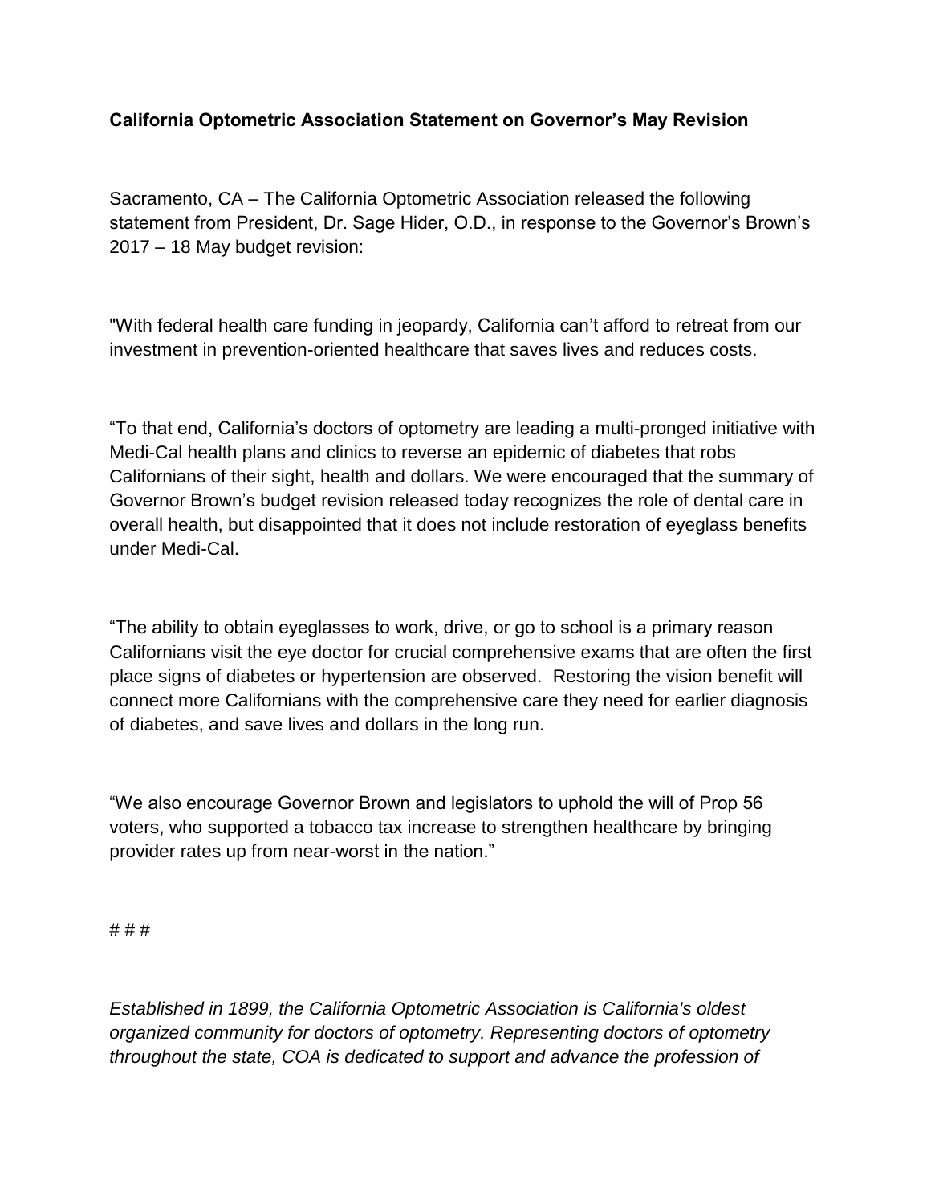**California Optometric Association Statement on Governor's May Revision**

Sacramento, CA – The California Optometric Association released the following statement from President, Dr. Sage Hider, O.D., in response to the Governor's Brown's 2017 – 18 May budget revision:

"With federal health care funding in jeopardy, California can't afford to retreat from our investment in prevention-oriented healthcare that saves lives and reduces costs.

"To that end, California's doctors of optometry are leading a multi-pronged initiative with Medi-Cal health plans and clinics to reverse an epidemic of diabetes that robs Californians of their sight, health and dollars. We were encouraged that the summary of Governor Brown's budget revision released today recognizes the role of dental care in overall health, but disappointed that it does not include restoration of eyeglass benefits under Medi-Cal.

"The ability to obtain eyeglasses to work, drive, or go to school is a primary reason Californians visit the eye doctor for crucial comprehensive exams that are often the first place signs of diabetes or hypertension are observed. Restoring the vision benefit will connect more Californians with the comprehensive care they need for earlier diagnosis of diabetes, and save lives and dollars in the long run.

"We also encourage Governor Brown and legislators to uphold the will of Prop 56 voters, who supported a tobacco tax increase to strengthen healthcare by bringing provider rates up from near-worst in the nation."

# # #

*Established in 1899, the California Optometric Association is California's oldest organized community for doctors of optometry. Representing doctors of optometry throughout the state, COA is dedicated to support and advance the profession of*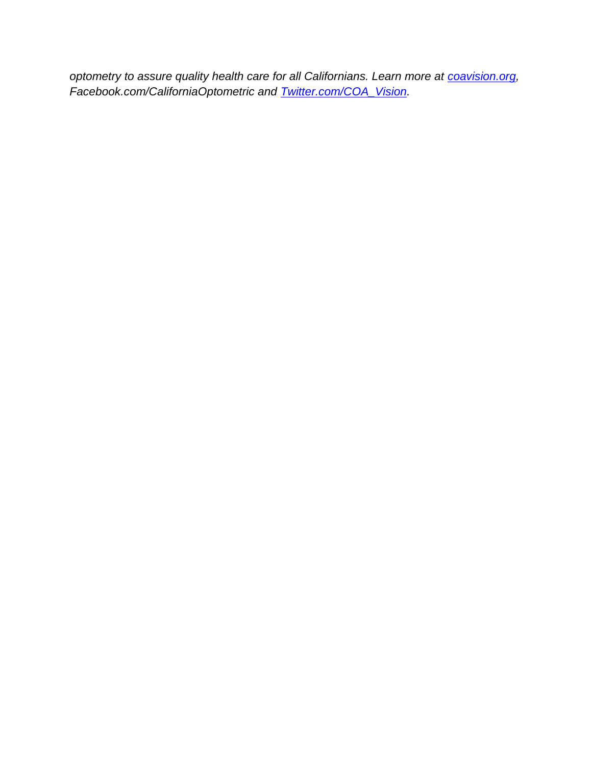*optometry to assure quality health care for all Californians. Learn more at [coavision.org](coavision.org), Facebook.com/CaliforniaOptometric and [Twitter.com/COA_Vision](Twitter.com/COA_Vision).*